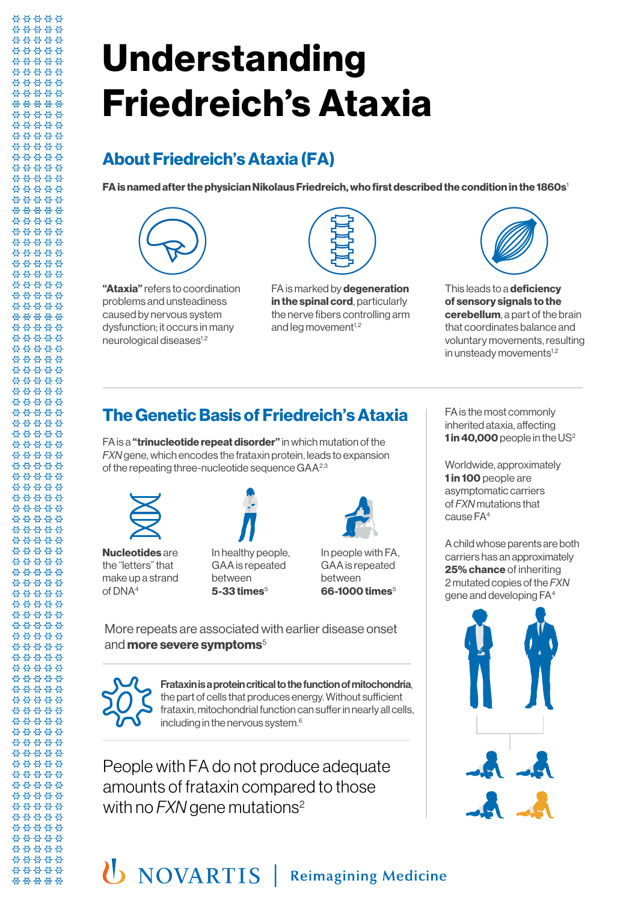# Understanding Friedreich's Ataxia

## About Friedreich's Ataxia (FA)

**FA is named after the physician Nikolaus Friedreich, who first described the condition in the 1860s**[1]

**"Ataxia"** refers to coordination problems and unsteadiness caused by nervous system dysfunction; it occurs in many neurological diseases[1,2]

FA is marked by **degeneration in the spinal cord**, particularly the nerve fibers controlling arm and leg movement[1,2]

This leads to a **deficiency of sensory signals to the cerebellum**, a part of the brain that coordinates balance and voluntary movements, resulting in unsteady movements[1,2]

## The Genetic Basis of Friedreich's Ataxia

FA is a **"trinucleotide repeat disorder"** in which mutation of the *FXN* gene, which encodes the frataxin protein, leads to expansion of the repeating three-nucleotide sequence GAA[2,3]

**Nucleotides** are the "letters" that make up a strand of DNA[4]

In healthy people, GAA is repeated between **5-33 times**[5]

In people with FA, GAA is repeated between **66-1000 times**[5]

More repeats are associated with earlier disease onset and **more severe symptoms**[5]

**Frataxin is a protein critical to the function of mitochondria**, the part of cells that produces energy. Without sufficient fratxin, mitochondrial function can suffer in nearly all cells, including in the nervous system.[6]

People with FA do not produce adequate amounts of frataxin compared to those with no *FXN* gene mutations[2]

FA is the most commonly inherited ataxia, affecting **1 in 40,000** people in the US[2]

Worldwide, approximately **1 in 100** people are asymptomatic carriers of *FXN* mutations that cause FA[4]

A child whose parents are both carriers has an approximately **25% chance** of inheriting 2 mutated copies of the *FXN* gene and developing FA[4]

NOVARTIS | Reimagining Medicine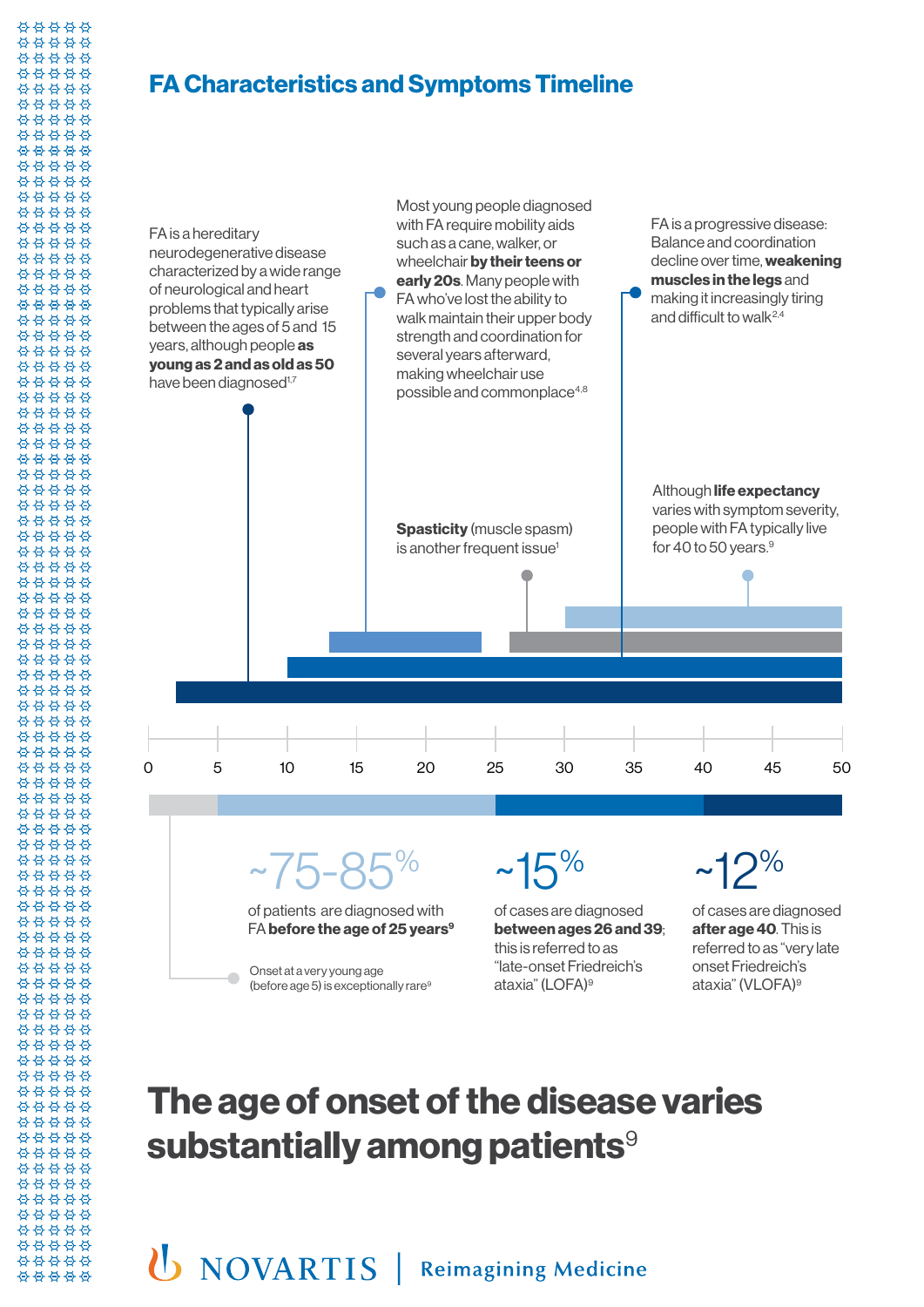# FA Characteristics and Symptoms Timeline

FA is a hereditary neurodegenerative disease characterized by a wide range of neurological and heart problems that typically arise between the ages of 5 and 15 years, although people **as young as 2 and as old as 50** have been diagnosed[1,7]

Most young people diagnosed with FA require mobility aids such as a cane, walker, or wheelchair **by their teens or early 20s**. Many people with FA who've lost the ability to walk maintain their upper body strength and coordination for several years afterward, making wheelchair use possible and commonplace[4,8]

FA is a progressive disease: Balance and coordination decline over time, **weakening muscles in the legs** and making it increasingly tiring and difficult to walk[2,4]

**Spasticity** (muscle spasm) is another frequent issue[1]

Although **life expectancy** varies with symptom severity, people with FA typically live for 40 to 50 years.[9]

0 5 10 15 20 25 30 35 40 45 50

~75-85%

of patients are diagnosed with FA **before the age of 25 years**[9]

Onset at a very young age (before age 5) is exceptionally rare[9]

~15%

of cases are diagnosed **between ages 26 and 39**; this is referred to as "late-onset Friedreich's ataxia" (LOFA)[9]

~12%

of cases are diagnosed **after age 40**. This is referred to as "very late onset Friedreich's ataxia" (VLOFA)[9]

# The age of onset of the disease varies substantially among patients[9]

NOVARTIS | Reimagining Medicine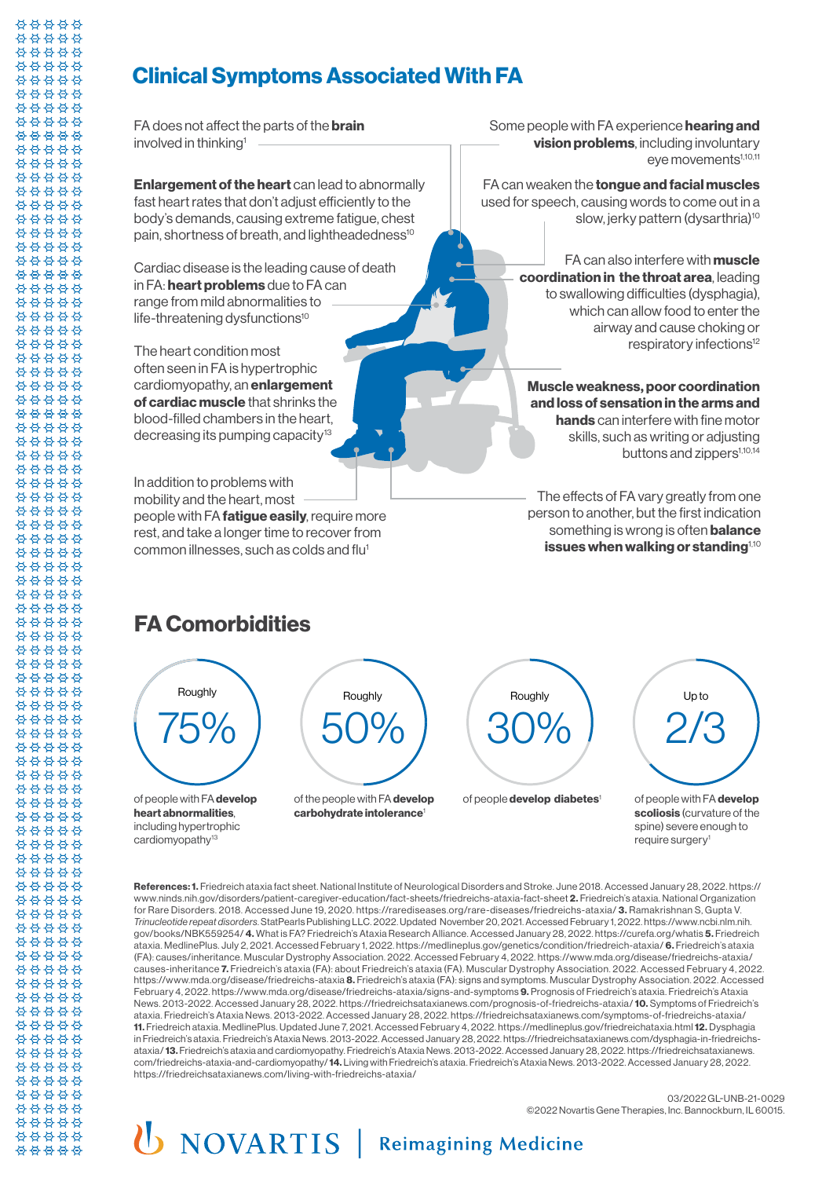## Clinical Symptoms Associated With FA

FA does not affect the parts of the **brain** involved in thinking[1]

**Enlargement of the heart** can lead to abnormally fast heart rates that don't adjust efficiently to the body's demands, causing extreme fatigue, chest pain, shortness of breath, and lightheadedness[10]

Cardiac disease is the leading cause of death in FA: **heart problems** due to FA can range from mild abnormalities to life-threatening dysfunctions[10]

The heart condition most often seen in FA is hypertrophic cardiomyopathy, an **enlargement of cardiac muscle** that shrinks the blood-filled chambers in the heart, decreasing its pumping capacity[13]

In addition to problems with mobility and the heart, most people with FA **fatigue easily**, require more rest, and take a longer time to recover from common illnesses, such as colds and flu[1]

Some people with FA experience **hearing and vision problems**, including involuntary eye movements[1,10,11]

FA can weaken the **tongue and facial muscles** used for speech, causing words to come out in a slow, jerky pattern (dysarthria)[10]

FA can also interfere with **muscle coordination in the throat area**, leading to swallowing difficulties (dysphagia), which can allow food to enter the airway and cause choking or respiratory infections[12]

**Muscle weakness, poor coordination and loss of sensation in the arms and hands** can interfere with fine motor skills, such as writing or adjusting buttons and zippers[1,10,14]

The effects of FA vary greatly from one person to another, but the first indication something is wrong is often **balance issues when walking or standing**[1,10]

## FA Comorbidities

Roughly 75%

of people with FA **develop heart abnormalities**, including hypertrophic cardiomyopathy[13]

Roughly 50%

of the people with FA **develop carbohydrate intolerance**[1]

Roughly 30%

of people **develop diabetes**[1]

Up to 2/3

of people with FA **develop scoliosis** (curvature of the spine) severe enough to require surgery[1]

**References: 1.** Friedreich ataxia fact sheet. National Institute of Neurological Disorders and Stroke. June 2018. Accessed January 28, 2022. https://www.ninds.nih.gov/disorders/patient-caregiver-education/fact-sheets/friedreichs-ataxia-fact-sheet **2.** Friedreich's ataxia. National Organization for Rare Disorders. 2018. Accessed June 19, 2020. https://rarediseases.org/rare-diseases/friedreichs-ataxia/ **3.** Ramakrishnan S, Gupta V. *Trinucleotide repeat disorders*. StatPearls Publishing LLC. 2022. Updated November 20, 2021. Accessed February 1, 2022. https://www.ncbi.nlm.nih.gov/books/NBK559254/ **4.** What is FA? Friedreich's Ataxia Research Alliance. Accessed January 28, 2022. https://curefa.org/whatis **5.** Friedreich ataxia. MedlinePlus. July 2, 2021. Accessed February 1, 2022. https://medlineplus.gov/genetics/condition/friedreich-ataxia/ **6.** Friedreich's ataxia (FA): causes/inheritance. Muscular Dystrophy Association. 2022. Accessed February 4, 2022. https://www.mda.org/disease/friedreichs-ataxia/causes-inheritance **7.** Friedreich's ataxia (FA): about Friedreich's ataxia (FA). Muscular Dystrophy Association. 2022. Accessed February 4, 2022. https://www.mda.org/disease/friedreichs-ataxia **8.** Friedreich's ataxia (FA): signs and symptoms. Muscular Dystrophy Association. 2022. Accessed February 4, 2022. https://www.mda.org/disease/friedreichs-ataxia/signs-and-symptoms **9.** Prognosis of Friedreich's ataxia. Friedreich's Ataxia News. 2013-2022. Accessed January 28, 2022. https://friedreichsataxianews.com/prognosis-of-friedreichs-ataxia/ **10.** Symptoms of Friedreich's ataxia. Friedreich's Ataxia News. 2013-2022. Accessed January 28, 2022. https://friedreichsataxianews.com/symptoms-of-friedreichs-ataxia/ **11.** Friedreich ataxia. MedlinePlus. Updated June 7, 2021. Accessed February 4, 2022. https://medlineplus.gov/friedreichataxia.html **12.** Dysphagia in Friedreich's ataxia. Friedreich's Ataxia News. 2013-2022. Accessed January 28, 2022. https://friedreichsataxianews.com/dysphagia-in-friedreichs-ataxia/ **13.** Friedreich's ataxia and cardiomyopathy. Friedreich's Ataxia News. 2013-2022. Accessed January 28, 2022. https://friedreichsataxianews.com/friedreichs-ataxia-and-cardiomyopathy/ **14.** Living with Friedreich's ataxia. Friedreich's Ataxia News. 2013-2022. Accessed January 28, 2022. https://friedreichsataxianews.com/living-with-friedreichs-ataxia/

03/2022 GL-UNB-21-0029
©2022 Novartis Gene Therapies, Inc. Bannockburn, IL 60015.

NOVARTIS | Reimagining Medicine